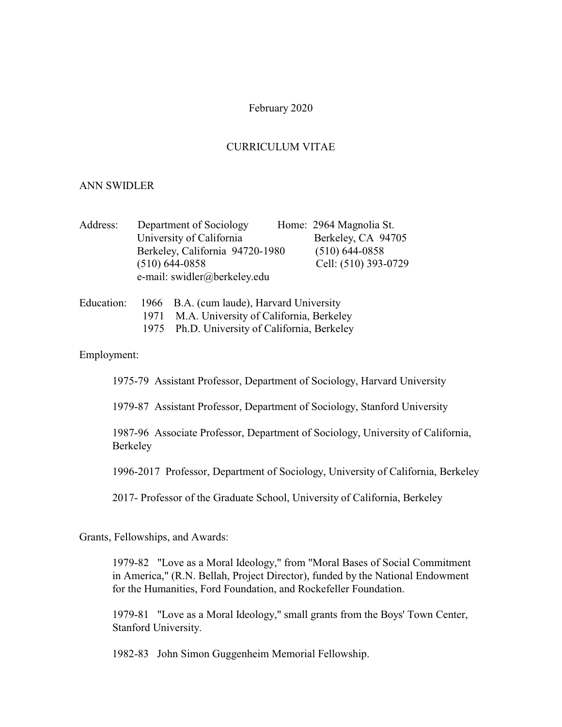February 2020

# CURRICULUM VITAE

## ANN SWIDLER

Address: Department of Sociology
University of California
Berkeley, California 94720-1980
(510) 644-0858
e-mail: swidler@berkeley.edu

Home: 2964 Magnolia St.
Berkeley, CA 94705
(510) 644-0858
Cell: (510) 393-0729

Education:
1966 B.A. (cum laude), Harvard University
1971 M.A. University of California, Berkeley
1975 Ph.D. University of California, Berkeley

Employment:

1975-79 Assistant Professor, Department of Sociology, Harvard University

1979-87 Assistant Professor, Department of Sociology, Stanford University

1987-96 Associate Professor, Department of Sociology, University of California, Berkeley

1996-2017 Professor, Department of Sociology, University of California, Berkeley

2017- Professor of the Graduate School, University of California, Berkeley

Grants, Fellowships, and Awards:

1979-82 "Love as a Moral Ideology," from "Moral Bases of Social Commitment in America," (R.N. Bellah, Project Director), funded by the National Endowment for the Humanities, Ford Foundation, and Rockefeller Foundation.

1979-81 "Love as a Moral Ideology," small grants from the Boys' Town Center, Stanford University.

1982-83 John Simon Guggenheim Memorial Fellowship.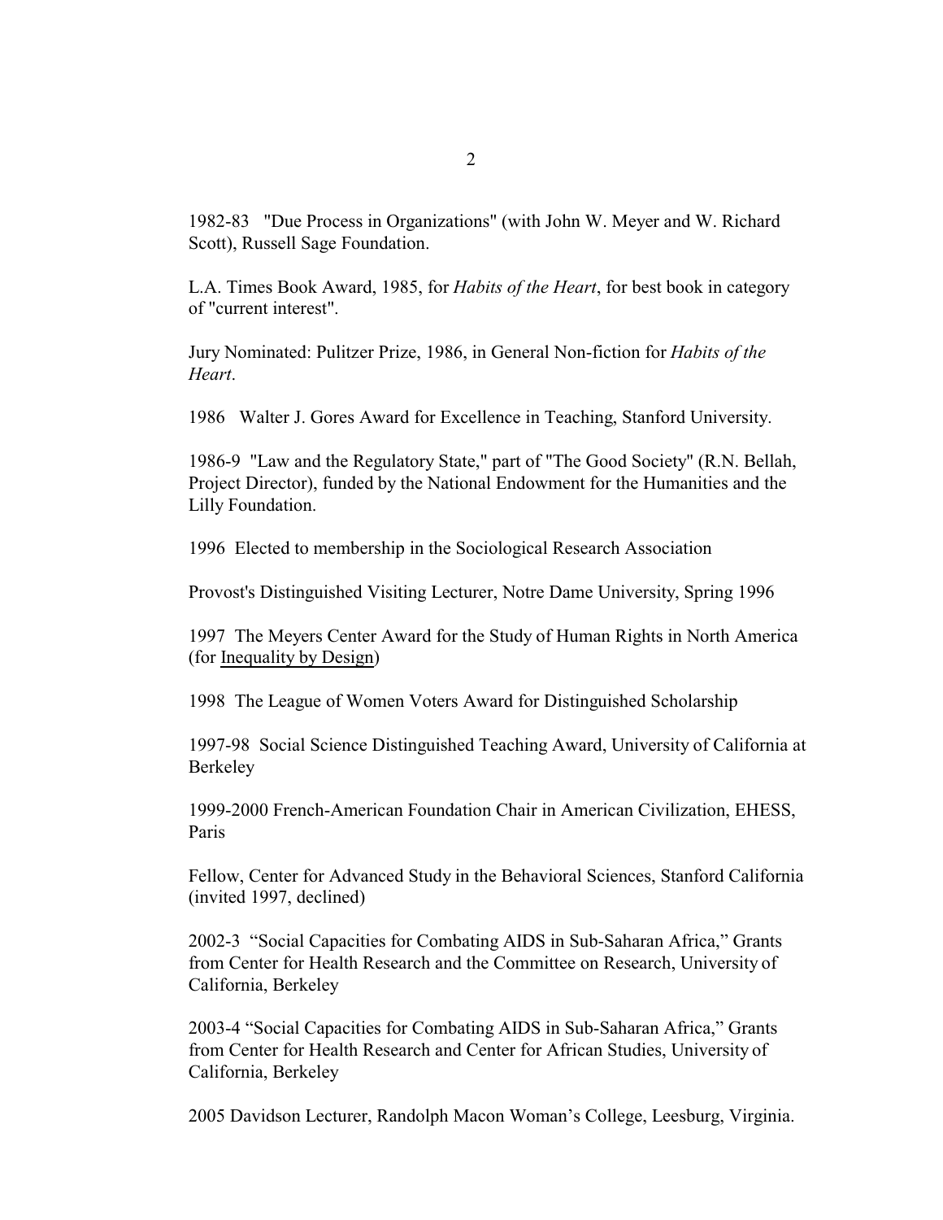1982-83 "Due Process in Organizations" (with John W. Meyer and W. Richard Scott), Russell Sage Foundation.

L.A. Times Book Award, 1985, for *Habits of the Heart*, for best book in category of "current interest".

Jury Nominated: Pulitzer Prize, 1986, in General Non-fiction for *Habits of the Heart*.

1986 Walter J. Gores Award for Excellence in Teaching, Stanford University.

1986-9 "Law and the Regulatory State," part of "The Good Society" (R.N. Bellah, Project Director), funded by the National Endowment for the Humanities and the Lilly Foundation.

1996 Elected to membership in the Sociological Research Association

Provost's Distinguished Visiting Lecturer, Notre Dame University, Spring 1996

1997 The Meyers Center Award for the Study of Human Rights in North America (for <u>Inequality by Design</u>)

1998 The League of Women Voters Award for Distinguished Scholarship

1997-98 Social Science Distinguished Teaching Award, University of California at Berkeley

1999-2000 French-American Foundation Chair in American Civilization, EHESS, Paris

Fellow, Center for Advanced Study in the Behavioral Sciences, Stanford California (invited 1997, declined)

2002-3 "Social Capacities for Combating AIDS in Sub-Saharan Africa," Grants from Center for Health Research and the Committee on Research, University of California, Berkeley

2003-4 "Social Capacities for Combating AIDS in Sub-Saharan Africa," Grants from Center for Health Research and Center for African Studies, University of California, Berkeley

2005 Davidson Lecturer, Randolph Macon Woman's College, Leesburg, Virginia.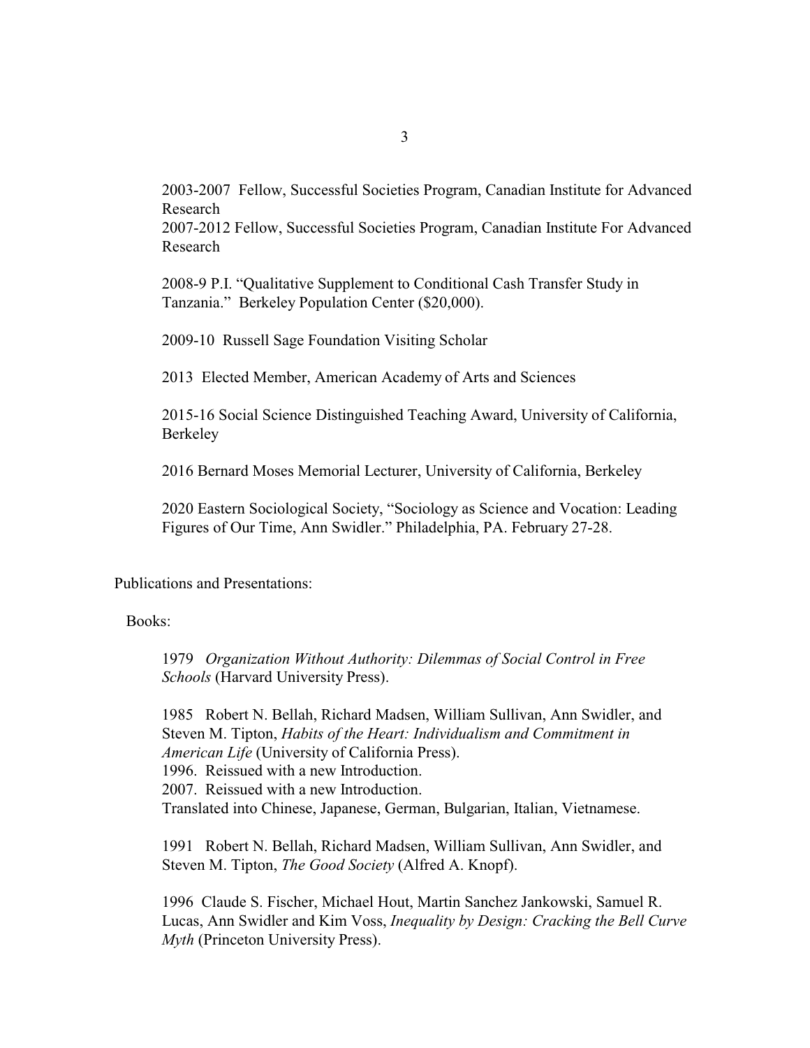2003-2007 Fellow, Successful Societies Program, Canadian Institute for Advanced Research

2007-2012 Fellow, Successful Societies Program, Canadian Institute For Advanced Research

2008-9 P.I. "Qualitative Supplement to Conditional Cash Transfer Study in Tanzania." Berkeley Population Center ($20,000).

2009-10 Russell Sage Foundation Visiting Scholar

2013 Elected Member, American Academy of Arts and Sciences

2015-16 Social Science Distinguished Teaching Award, University of California, Berkeley

2016 Bernard Moses Memorial Lecturer, University of California, Berkeley

2020 Eastern Sociological Society, "Sociology as Science and Vocation: Leading Figures of Our Time, Ann Swidler." Philadelphia, PA. February 27-28.

Publications and Presentations:

Books:

1979 *Organization Without Authority: Dilemmas of Social Control in Free Schools* (Harvard University Press).

1985 Robert N. Bellah, Richard Madsen, William Sullivan, Ann Swidler, and Steven M. Tipton, *Habits of the Heart: Individualism and Commitment in American Life* (University of California Press).
1996. Reissued with a new Introduction.
2007. Reissued with a new Introduction.
Translated into Chinese, Japanese, German, Bulgarian, Italian, Vietnamese.

1991 Robert N. Bellah, Richard Madsen, William Sullivan, Ann Swidler, and Steven M. Tipton, *The Good Society* (Alfred A. Knopf).

1996 Claude S. Fischer, Michael Hout, Martin Sanchez Jankowski, Samuel R. Lucas, Ann Swidler and Kim Voss, *Inequality by Design: Cracking the Bell Curve Myth* (Princeton University Press).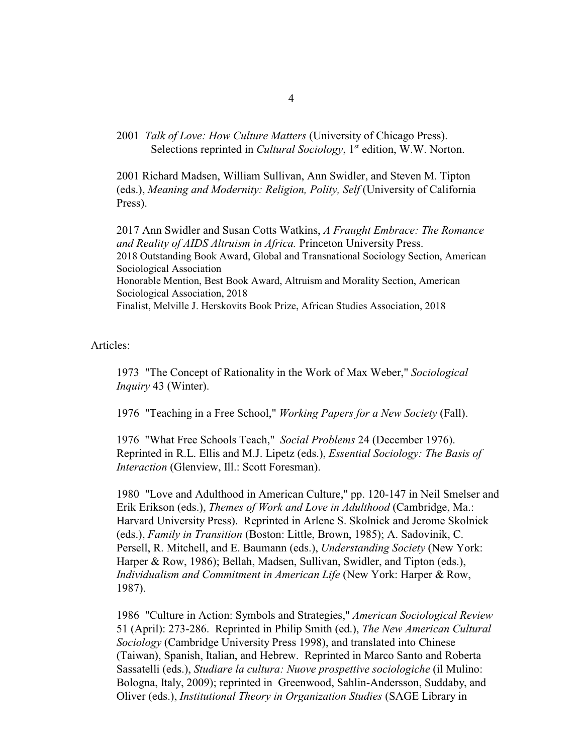2001 *Talk of Love: How Culture Matters* (University of Chicago Press).
Selections reprinted in *Cultural Sociology*, 1st edition, W.W. Norton.

2001 Richard Madsen, William Sullivan, Ann Swidler, and Steven M. Tipton (eds.), *Meaning and Modernity: Religion, Polity, Self* (University of California Press).

2017 Ann Swidler and Susan Cotts Watkins, *A Fraught Embrace: The Romance and Reality of AIDS Altruism in Africa.* Princeton University Press.
2018 Outstanding Book Award, Global and Transnational Sociology Section, American Sociological Association
Honorable Mention, Best Book Award, Altruism and Morality Section, American Sociological Association, 2018
Finalist, Melville J. Herskovits Book Prize, African Studies Association, 2018

Articles:

1973 "The Concept of Rationality in the Work of Max Weber," *Sociological Inquiry* 43 (Winter).

1976 "Teaching in a Free School," *Working Papers for a New Society* (Fall).

1976 "What Free Schools Teach," *Social Problems* 24 (December 1976). Reprinted in R.L. Ellis and M.J. Lipetz (eds.), *Essential Sociology: The Basis of Interaction* (Glenview, Ill.: Scott Foresman).

1980 "Love and Adulthood in American Culture," pp. 120-147 in Neil Smelser and Erik Erikson (eds.), *Themes of Work and Love in Adulthood* (Cambridge, Ma.: Harvard University Press). Reprinted in Arlene S. Skolnick and Jerome Skolnick (eds.), *Family in Transition* (Boston: Little, Brown, 1985); A. Sadovinik, C. Persell, R. Mitchell, and E. Baumann (eds.), *Understanding Society* (New York: Harper & Row, 1986); Bellah, Madsen, Sullivan, Swidler, and Tipton (eds.), *Individualism and Commitment in American Life* (New York: Harper & Row, 1987).

1986 "Culture in Action: Symbols and Strategies," *American Sociological Review* 51 (April): 273-286. Reprinted in Philip Smith (ed.), *The New American Cultural Sociology* (Cambridge University Press 1998), and translated into Chinese (Taiwan), Spanish, Italian, and Hebrew. Reprinted in Marco Santo and Roberta Sassatelli (eds.), *Studiare la cultura: Nuove prospettive sociologiche* (il Mulino: Bologna, Italy, 2009); reprinted in Greenwood, Sahlin-Andersson, Suddaby, and Oliver (eds.), *Institutional Theory in Organization Studies* (SAGE Library in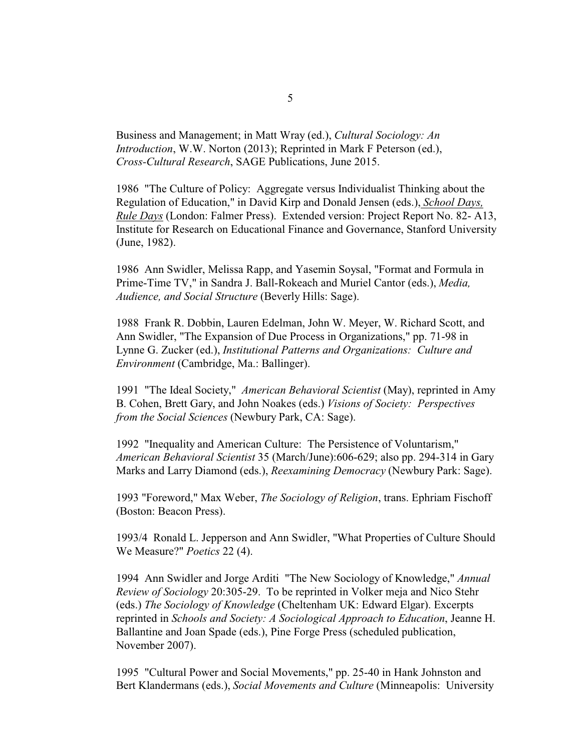Business and Management; in Matt Wray (ed.), *Cultural Sociology: An Introduction*, W.W. Norton (2013); Reprinted in Mark F Peterson (ed.), *Cross-Cultural Research*, SAGE Publications, June 2015.

1986 "The Culture of Policy: Aggregate versus Individualist Thinking about the Regulation of Education," in David Kirp and Donald Jensen (eds.), *School Days, Rule Days* (London: Falmer Press). Extended version: Project Report No. 82- A13, Institute for Research on Educational Finance and Governance, Stanford University (June, 1982).

1986 Ann Swidler, Melissa Rapp, and Yasemin Soysal, "Format and Formula in Prime-Time TV," in Sandra J. Ball-Rokeach and Muriel Cantor (eds.), *Media, Audience, and Social Structure* (Beverly Hills: Sage).

1988 Frank R. Dobbin, Lauren Edelman, John W. Meyer, W. Richard Scott, and Ann Swidler, "The Expansion of Due Process in Organizations," pp. 71-98 in Lynne G. Zucker (ed.), *Institutional Patterns and Organizations: Culture and Environment* (Cambridge, Ma.: Ballinger).

1991 "The Ideal Society," *American Behavioral Scientist* (May), reprinted in Amy B. Cohen, Brett Gary, and John Noakes (eds.) *Visions of Society: Perspectives from the Social Sciences* (Newbury Park, CA: Sage).

1992 "Inequality and American Culture: The Persistence of Voluntarism," *American Behavioral Scientist* 35 (March/June):606-629; also pp. 294-314 in Gary Marks and Larry Diamond (eds.), *Reexamining Democracy* (Newbury Park: Sage).

1993 "Foreword," Max Weber, *The Sociology of Religion*, trans. Ephriam Fischoff (Boston: Beacon Press).

1993/4 Ronald L. Jepperson and Ann Swidler, "What Properties of Culture Should We Measure?" *Poetics* 22 (4).

1994 Ann Swidler and Jorge Arditi "The New Sociology of Knowledge," *Annual Review of Sociology* 20:305-29. To be reprinted in Volker meja and Nico Stehr (eds.) *The Sociology of Knowledge* (Cheltenham UK: Edward Elgar). Excerpts reprinted in *Schools and Society: A Sociological Approach to Education*, Jeanne H. Ballantine and Joan Spade (eds.), Pine Forge Press (scheduled publication, November 2007).

1995 "Cultural Power and Social Movements," pp. 25-40 in Hank Johnston and Bert Klandermans (eds.), *Social Movements and Culture* (Minneapolis: University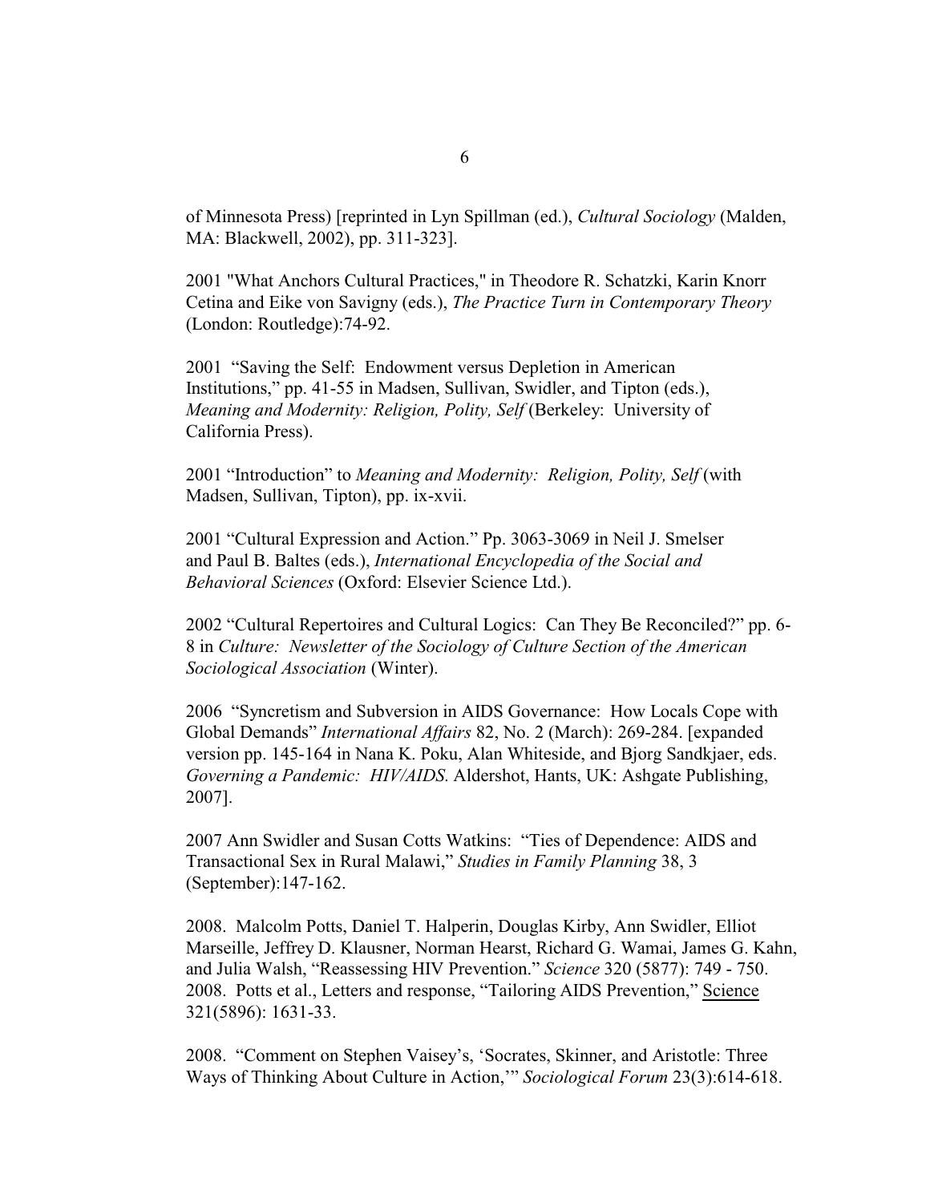of Minnesota Press) [reprinted in Lyn Spillman (ed.), *Cultural Sociology* (Malden, MA: Blackwell, 2002), pp. 311-323].

2001 "What Anchors Cultural Practices," in Theodore R. Schatzki, Karin Knorr Cetina and Eike von Savigny (eds.), *The Practice Turn in Contemporary Theory* (London: Routledge):74-92.

2001 "Saving the Self: Endowment versus Depletion in American Institutions," pp. 41-55 in Madsen, Sullivan, Swidler, and Tipton (eds.), *Meaning and Modernity: Religion, Polity, Self* (Berkeley: University of California Press).

2001 "Introduction" to *Meaning and Modernity: Religion, Polity, Self* (with Madsen, Sullivan, Tipton), pp. ix-xvii.

2001 "Cultural Expression and Action." Pp. 3063-3069 in Neil J. Smelser and Paul B. Baltes (eds.), *International Encyclopedia of the Social and Behavioral Sciences* (Oxford: Elsevier Science Ltd.).

2002 "Cultural Repertoires and Cultural Logics: Can They Be Reconciled?" pp. 6-8 in *Culture: Newsletter of the Sociology of Culture Section of the American Sociological Association* (Winter).

2006 "Syncretism and Subversion in AIDS Governance: How Locals Cope with Global Demands" *International Affairs* 82, No. 2 (March): 269-284. [expanded version pp. 145-164 in Nana K. Poku, Alan Whiteside, and Bjorg Sandkjaer, eds. *Governing a Pandemic: HIV/AIDS.* Aldershot, Hants, UK: Ashgate Publishing, 2007].

2007 Ann Swidler and Susan Cotts Watkins: "Ties of Dependence: AIDS and Transactional Sex in Rural Malawi," *Studies in Family Planning* 38, 3 (September):147-162.

2008. Malcolm Potts, Daniel T. Halperin, Douglas Kirby, Ann Swidler, Elliot Marseille, Jeffrey D. Klausner, Norman Hearst, Richard G. Wamai, James G. Kahn, and Julia Walsh, "Reassessing HIV Prevention." *Science* 320 (5877): 749 - 750. 2008. Potts et al., Letters and response, "Tailoring AIDS Prevention," Science 321(5896): 1631-33.

2008. "Comment on Stephen Vaisey's, 'Socrates, Skinner, and Aristotle: Three Ways of Thinking About Culture in Action,'" *Sociological Forum* 23(3):614-618.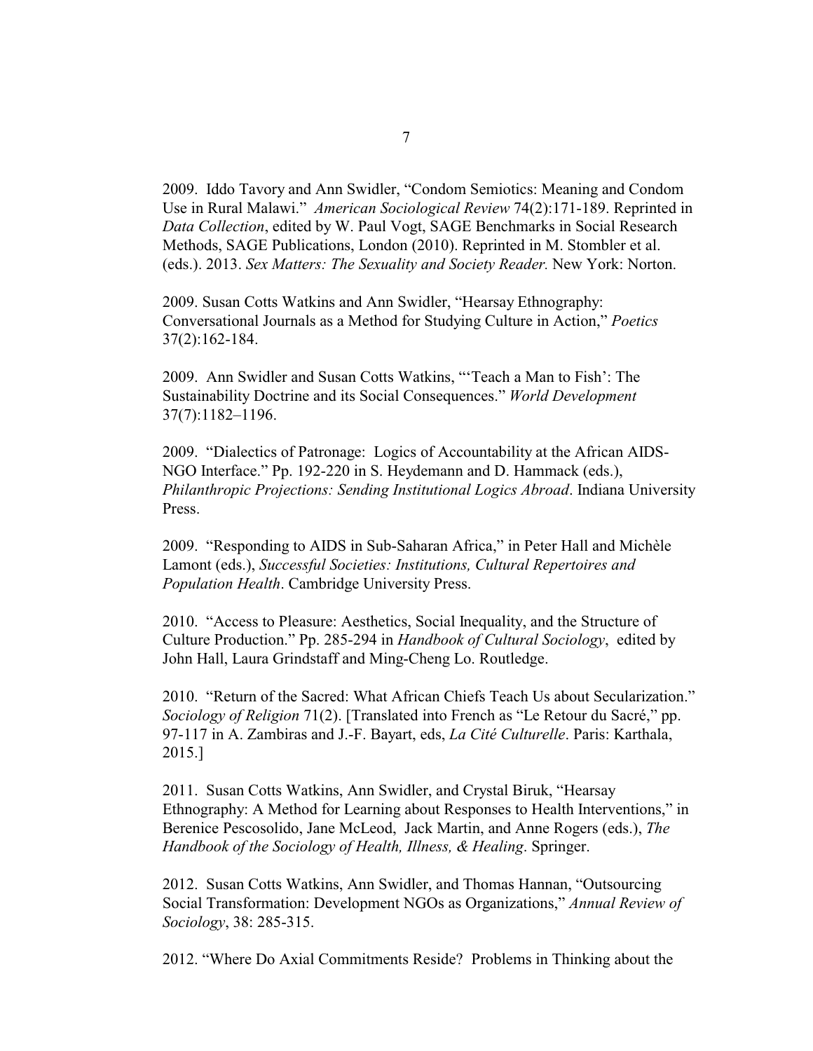2009. Iddo Tavory and Ann Swidler, "Condom Semiotics: Meaning and Condom Use in Rural Malawi." *American Sociological Review* 74(2):171-189. Reprinted in *Data Collection*, edited by W. Paul Vogt, SAGE Benchmarks in Social Research Methods, SAGE Publications, London (2010). Reprinted in M. Stombler et al. (eds.). 2013. *Sex Matters: The Sexuality and Society Reader.* New York: Norton.

2009. Susan Cotts Watkins and Ann Swidler, "Hearsay Ethnography: Conversational Journals as a Method for Studying Culture in Action," *Poetics* 37(2):162-184.

2009. Ann Swidler and Susan Cotts Watkins, "'Teach a Man to Fish': The Sustainability Doctrine and its Social Consequences." *World Development* 37(7):1182–1196.

2009. "Dialectics of Patronage: Logics of Accountability at the African AIDS-NGO Interface." Pp. 192-220 in S. Heydemann and D. Hammack (eds.), *Philanthropic Projections: Sending Institutional Logics Abroad*. Indiana University Press.

2009. "Responding to AIDS in Sub-Saharan Africa," in Peter Hall and Michèle Lamont (eds.), *Successful Societies: Institutions, Cultural Repertoires and Population Health*. Cambridge University Press.

2010. "Access to Pleasure: Aesthetics, Social Inequality, and the Structure of Culture Production." Pp. 285-294 in *Handbook of Cultural Sociology*, edited by John Hall, Laura Grindstaff and Ming-Cheng Lo. Routledge.

2010. "Return of the Sacred: What African Chiefs Teach Us about Secularization." *Sociology of Religion* 71(2). [Translated into French as "Le Retour du Sacré," pp. 97-117 in A. Zambiras and J.-F. Bayart, eds, *La Cité Culturelle*. Paris: Karthala, 2015.]

2011. Susan Cotts Watkins, Ann Swidler, and Crystal Biruk, "Hearsay Ethnography: A Method for Learning about Responses to Health Interventions," in Berenice Pescosolido, Jane McLeod, Jack Martin, and Anne Rogers (eds.), *The Handbook of the Sociology of Health, Illness, & Healing*. Springer.

2012. Susan Cotts Watkins, Ann Swidler, and Thomas Hannan, "Outsourcing Social Transformation: Development NGOs as Organizations," *Annual Review of Sociology*, 38: 285-315.

2012. "Where Do Axial Commitments Reside? Problems in Thinking about the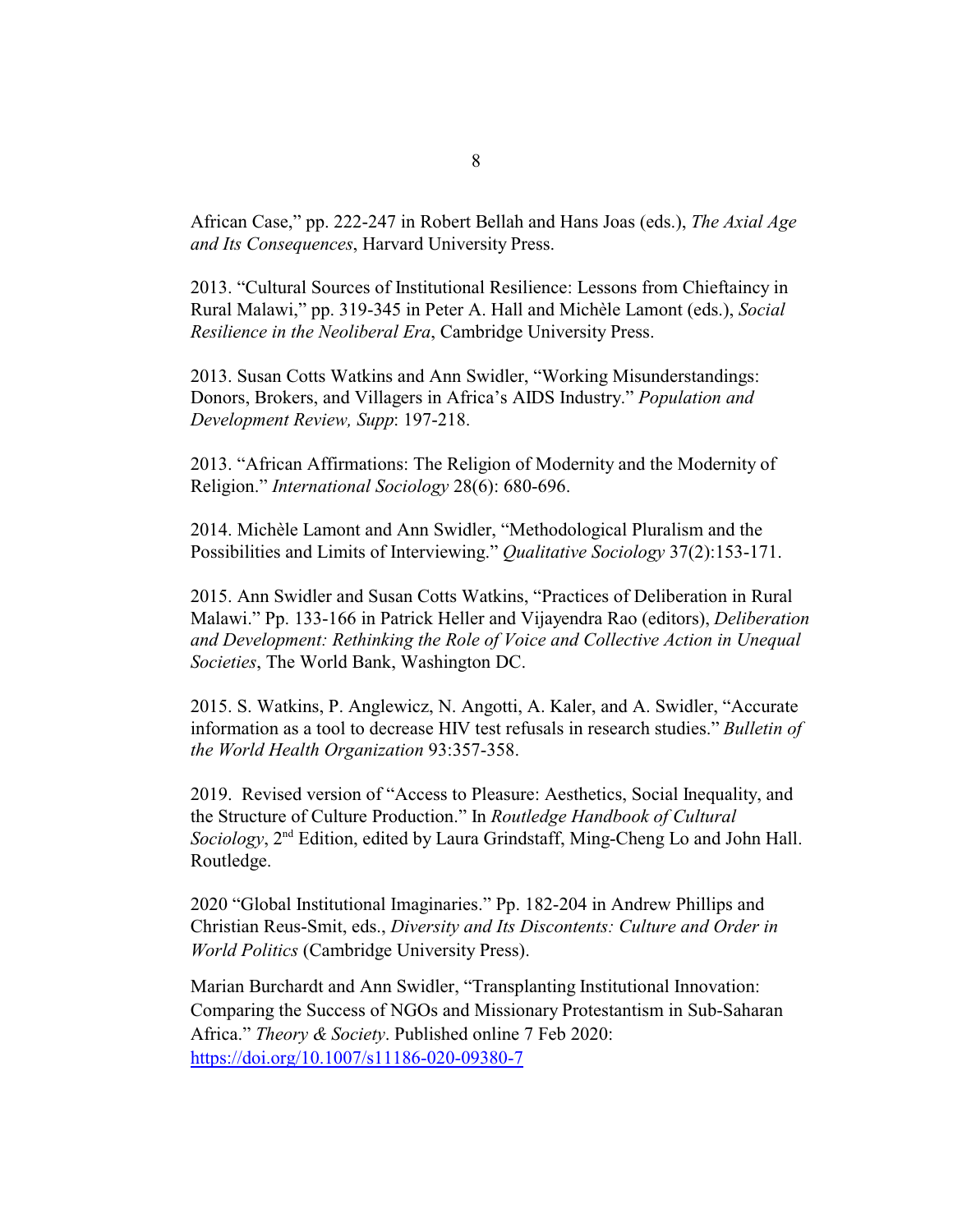African Case," pp. 222-247 in Robert Bellah and Hans Joas (eds.), *The Axial Age and Its Consequences*, Harvard University Press.

2013. "Cultural Sources of Institutional Resilience: Lessons from Chieftaincy in Rural Malawi," pp. 319-345 in Peter A. Hall and Michèle Lamont (eds.), *Social Resilience in the Neoliberal Era*, Cambridge University Press.

2013. Susan Cotts Watkins and Ann Swidler, "Working Misunderstandings: Donors, Brokers, and Villagers in Africa's AIDS Industry." *Population and Development Review, Supp*: 197-218.

2013. "African Affirmations: The Religion of Modernity and the Modernity of Religion." *International Sociology* 28(6): 680-696.

2014. Michèle Lamont and Ann Swidler, "Methodological Pluralism and the Possibilities and Limits of Interviewing." *Qualitative Sociology* 37(2):153-171.

2015. Ann Swidler and Susan Cotts Watkins, "Practices of Deliberation in Rural Malawi." Pp. 133-166 in Patrick Heller and Vijayendra Rao (editors), *Deliberation and Development: Rethinking the Role of Voice and Collective Action in Unequal Societies*, The World Bank, Washington DC.

2015. S. Watkins, P. Anglewicz, N. Angotti, A. Kaler, and A. Swidler, "Accurate information as a tool to decrease HIV test refusals in research studies." *Bulletin of the World Health Organization* 93:357-358.

2019. Revised version of "Access to Pleasure: Aesthetics, Social Inequality, and the Structure of Culture Production." In *Routledge Handbook of Cultural Sociology*, 2nd Edition, edited by Laura Grindstaff, Ming-Cheng Lo and John Hall. Routledge.

2020 "Global Institutional Imaginaries." Pp. 182-204 in Andrew Phillips and Christian Reus-Smit, eds., *Diversity and Its Discontents: Culture and Order in World Politics* (Cambridge University Press).

Marian Burchardt and Ann Swidler, "Transplanting Institutional Innovation: Comparing the Success of NGOs and Missionary Protestantism in Sub-Saharan Africa." *Theory & Society*. Published online 7 Feb 2020: https://doi.org/10.1007/s11186-020-09380-7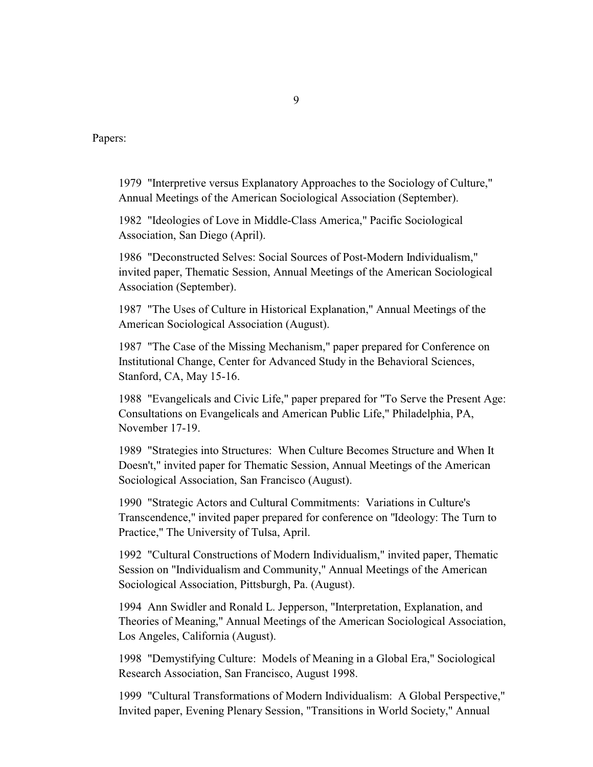Papers:

1979 "Interpretive versus Explanatory Approaches to the Sociology of Culture," Annual Meetings of the American Sociological Association (September).

1982 "Ideologies of Love in Middle-Class America," Pacific Sociological Association, San Diego (April).

1986 "Deconstructed Selves: Social Sources of Post-Modern Individualism," invited paper, Thematic Session, Annual Meetings of the American Sociological Association (September).

1987 "The Uses of Culture in Historical Explanation," Annual Meetings of the American Sociological Association (August).

1987 "The Case of the Missing Mechanism," paper prepared for Conference on Institutional Change, Center for Advanced Study in the Behavioral Sciences, Stanford, CA, May 15-16.

1988 "Evangelicals and Civic Life," paper prepared for "To Serve the Present Age: Consultations on Evangelicals and American Public Life," Philadelphia, PA, November 17-19.

1989 "Strategies into Structures: When Culture Becomes Structure and When It Doesn't," invited paper for Thematic Session, Annual Meetings of the American Sociological Association, San Francisco (August).

1990 "Strategic Actors and Cultural Commitments: Variations in Culture's Transcendence," invited paper prepared for conference on "Ideology: The Turn to Practice," The University of Tulsa, April.

1992 "Cultural Constructions of Modern Individualism," invited paper, Thematic Session on "Individualism and Community," Annual Meetings of the American Sociological Association, Pittsburgh, Pa. (August).

1994 Ann Swidler and Ronald L. Jepperson, "Interpretation, Explanation, and Theories of Meaning," Annual Meetings of the American Sociological Association, Los Angeles, California (August).

1998 "Demystifying Culture: Models of Meaning in a Global Era," Sociological Research Association, San Francisco, August 1998.

1999 "Cultural Transformations of Modern Individualism: A Global Perspective," Invited paper, Evening Plenary Session, "Transitions in World Society," Annual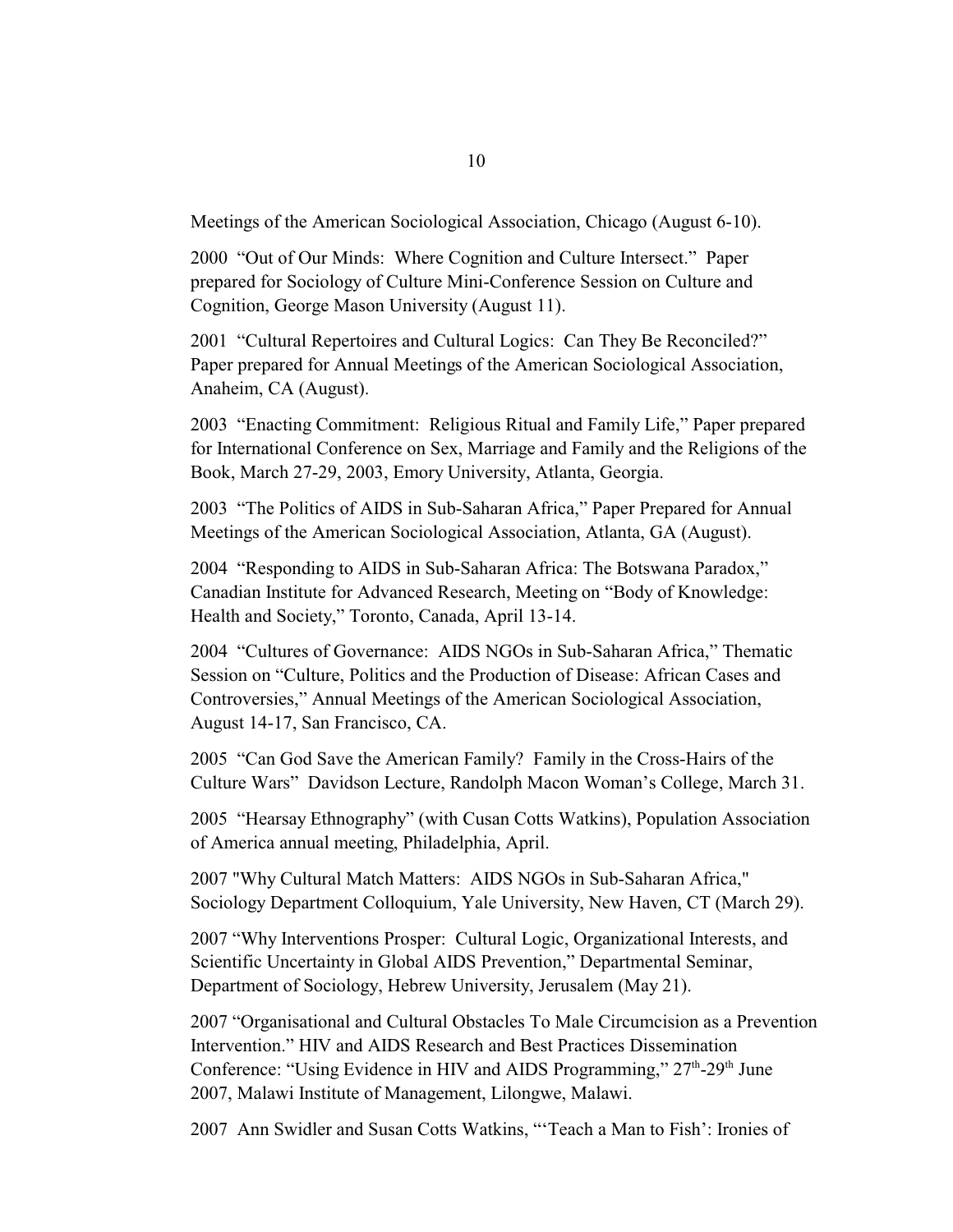Meetings of the American Sociological Association, Chicago (August 6-10).

2000 "Out of Our Minds: Where Cognition and Culture Intersect." Paper prepared for Sociology of Culture Mini-Conference Session on Culture and Cognition, George Mason University (August 11).

2001 "Cultural Repertoires and Cultural Logics: Can They Be Reconciled?" Paper prepared for Annual Meetings of the American Sociological Association, Anaheim, CA (August).

2003 "Enacting Commitment: Religious Ritual and Family Life," Paper prepared for International Conference on Sex, Marriage and Family and the Religions of the Book, March 27-29, 2003, Emory University, Atlanta, Georgia.

2003 "The Politics of AIDS in Sub-Saharan Africa," Paper Prepared for Annual Meetings of the American Sociological Association, Atlanta, GA (August).

2004 "Responding to AIDS in Sub-Saharan Africa: The Botswana Paradox," Canadian Institute for Advanced Research, Meeting on "Body of Knowledge: Health and Society," Toronto, Canada, April 13-14.

2004 "Cultures of Governance: AIDS NGOs in Sub-Saharan Africa," Thematic Session on "Culture, Politics and the Production of Disease: African Cases and Controversies," Annual Meetings of the American Sociological Association, August 14-17, San Francisco, CA.

2005 "Can God Save the American Family? Family in the Cross-Hairs of the Culture Wars" Davidson Lecture, Randolph Macon Woman's College, March 31.

2005 "Hearsay Ethnography" (with Cusan Cotts Watkins), Population Association of America annual meeting, Philadelphia, April.

2007 "Why Cultural Match Matters: AIDS NGOs in Sub-Saharan Africa," Sociology Department Colloquium, Yale University, New Haven, CT (March 29).

2007 "Why Interventions Prosper: Cultural Logic, Organizational Interests, and Scientific Uncertainty in Global AIDS Prevention," Departmental Seminar, Department of Sociology, Hebrew University, Jerusalem (May 21).

2007 "Organisational and Cultural Obstacles To Male Circumcision as a Prevention Intervention." HIV and AIDS Research and Best Practices Dissemination Conference: "Using Evidence in HIV and AIDS Programming," 27th-29th June 2007, Malawi Institute of Management, Lilongwe, Malawi.

2007 Ann Swidler and Susan Cotts Watkins, "'Teach a Man to Fish': Ironies of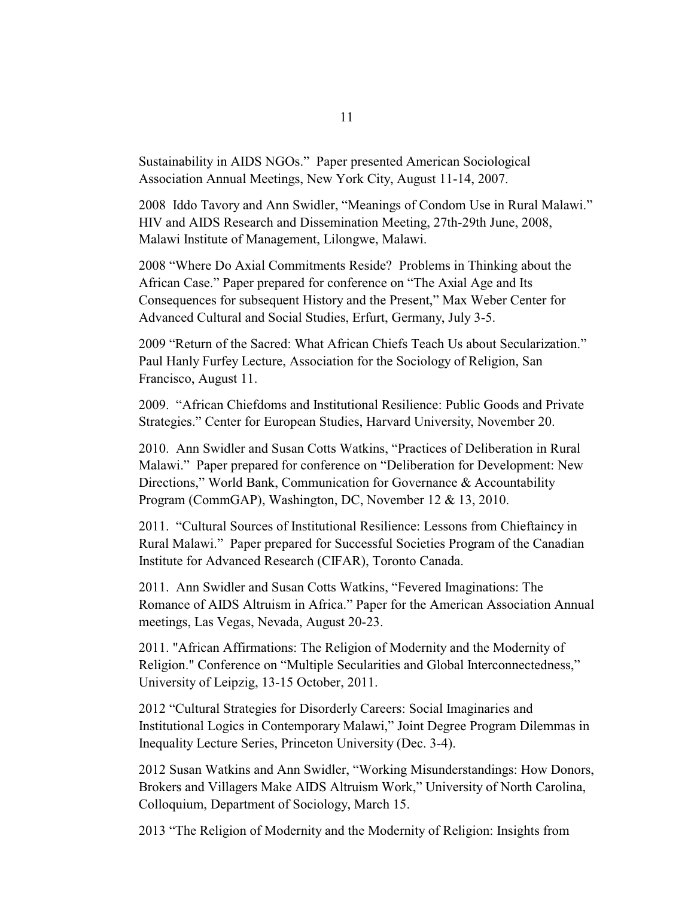Sustainability in AIDS NGOs." Paper presented American Sociological Association Annual Meetings, New York City, August 11-14, 2007.

2008 Iddo Tavory and Ann Swidler, "Meanings of Condom Use in Rural Malawi." HIV and AIDS Research and Dissemination Meeting, 27th-29th June, 2008, Malawi Institute of Management, Lilongwe, Malawi.

2008 "Where Do Axial Commitments Reside? Problems in Thinking about the African Case." Paper prepared for conference on "The Axial Age and Its Consequences for subsequent History and the Present," Max Weber Center for Advanced Cultural and Social Studies, Erfurt, Germany, July 3-5.

2009 "Return of the Sacred: What African Chiefs Teach Us about Secularization." Paul Hanly Furfey Lecture, Association for the Sociology of Religion, San Francisco, August 11.

2009. "African Chiefdoms and Institutional Resilience: Public Goods and Private Strategies." Center for European Studies, Harvard University, November 20.

2010. Ann Swidler and Susan Cotts Watkins, "Practices of Deliberation in Rural Malawi." Paper prepared for conference on "Deliberation for Development: New Directions," World Bank, Communication for Governance & Accountability Program (CommGAP), Washington, DC, November 12 & 13, 2010.

2011. "Cultural Sources of Institutional Resilience: Lessons from Chieftaincy in Rural Malawi." Paper prepared for Successful Societies Program of the Canadian Institute for Advanced Research (CIFAR), Toronto Canada.

2011. Ann Swidler and Susan Cotts Watkins, "Fevered Imaginations: The Romance of AIDS Altruism in Africa." Paper for the American Association Annual meetings, Las Vegas, Nevada, August 20-23.

2011. "African Affirmations: The Religion of Modernity and the Modernity of Religion." Conference on "Multiple Secularities and Global Interconnectedness," University of Leipzig, 13-15 October, 2011.

2012 "Cultural Strategies for Disorderly Careers: Social Imaginaries and Institutional Logics in Contemporary Malawi," Joint Degree Program Dilemmas in Inequality Lecture Series, Princeton University (Dec. 3-4).

2012 Susan Watkins and Ann Swidler, "Working Misunderstandings: How Donors, Brokers and Villagers Make AIDS Altruism Work," University of North Carolina, Colloquium, Department of Sociology, March 15.

2013 "The Religion of Modernity and the Modernity of Religion: Insights from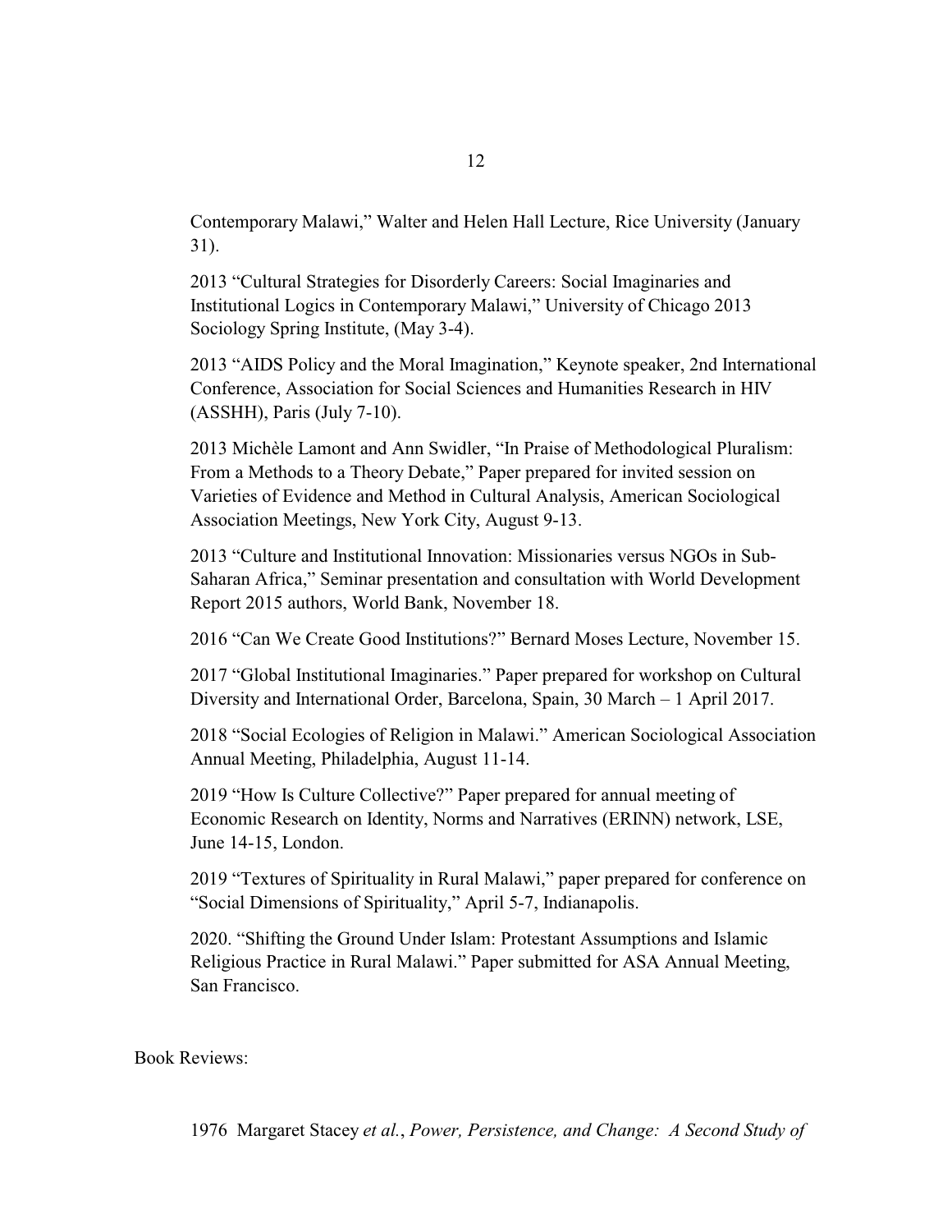Contemporary Malawi," Walter and Helen Hall Lecture, Rice University (January 31).

2013 "Cultural Strategies for Disorderly Careers: Social Imaginaries and Institutional Logics in Contemporary Malawi," University of Chicago 2013 Sociology Spring Institute, (May 3-4).

2013 "AIDS Policy and the Moral Imagination," Keynote speaker, 2nd International Conference, Association for Social Sciences and Humanities Research in HIV (ASSHH), Paris (July 7-10).

2013 Michèle Lamont and Ann Swidler, "In Praise of Methodological Pluralism: From a Methods to a Theory Debate," Paper prepared for invited session on Varieties of Evidence and Method in Cultural Analysis, American Sociological Association Meetings, New York City, August 9-13.

2013 "Culture and Institutional Innovation: Missionaries versus NGOs in Sub-Saharan Africa," Seminar presentation and consultation with World Development Report 2015 authors, World Bank, November 18.

2016 "Can We Create Good Institutions?" Bernard Moses Lecture, November 15.

2017 "Global Institutional Imaginaries." Paper prepared for workshop on Cultural Diversity and International Order, Barcelona, Spain, 30 March – 1 April 2017.

2018 "Social Ecologies of Religion in Malawi." American Sociological Association Annual Meeting, Philadelphia, August 11-14.

2019 "How Is Culture Collective?" Paper prepared for annual meeting of Economic Research on Identity, Norms and Narratives (ERINN) network, LSE, June 14-15, London.

2019 "Textures of Spirituality in Rural Malawi," paper prepared for conference on "Social Dimensions of Spirituality," April 5-7, Indianapolis.

2020. "Shifting the Ground Under Islam: Protestant Assumptions and Islamic Religious Practice in Rural Malawi." Paper submitted for ASA Annual Meeting, San Francisco.

Book Reviews:

1976 Margaret Stacey *et al.*, *Power, Persistence, and Change: A Second Study of*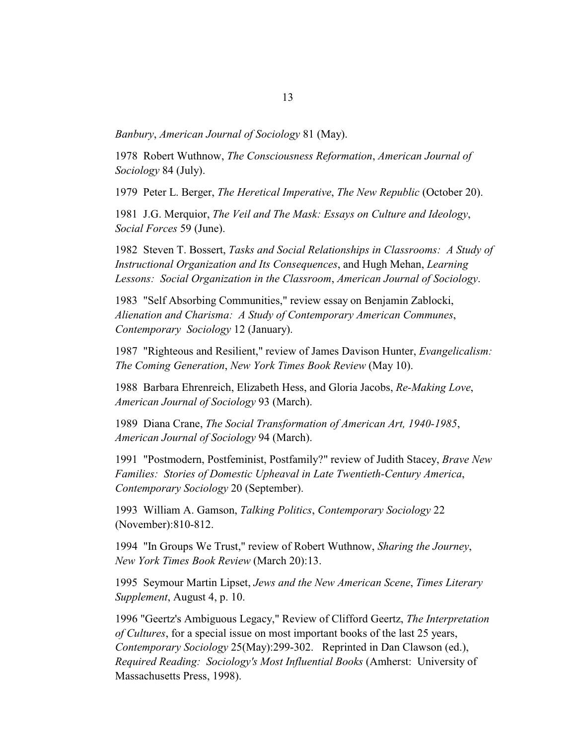*Banbury*, *American Journal of Sociology* 81 (May).

1978 Robert Wuthnow, *The Consciousness Reformation*, *American Journal of Sociology* 84 (July).

1979 Peter L. Berger, *The Heretical Imperative*, *The New Republic* (October 20).

1981 J.G. Merquior, *The Veil and The Mask: Essays on Culture and Ideology*, *Social Forces* 59 (June).

1982 Steven T. Bossert, *Tasks and Social Relationships in Classrooms: A Study of Instructional Organization and Its Consequences*, and Hugh Mehan, *Learning Lessons: Social Organization in the Classroom*, *American Journal of Sociology*.

1983 "Self Absorbing Communities," review essay on Benjamin Zablocki, *Alienation and Charisma: A Study of Contemporary American Communes*, *Contemporary Sociology* 12 (January).

1987 "Righteous and Resilient," review of James Davison Hunter, *Evangelicalism: The Coming Generation*, *New York Times Book Review* (May 10).

1988 Barbara Ehrenreich, Elizabeth Hess, and Gloria Jacobs, *Re-Making Love*, *American Journal of Sociology* 93 (March).

1989 Diana Crane, *The Social Transformation of American Art, 1940-1985*, *American Journal of Sociology* 94 (March).

1991 "Postmodern, Postfeminist, Postfamily?" review of Judith Stacey, *Brave New Families: Stories of Domestic Upheaval in Late Twentieth-Century America*, *Contemporary Sociology* 20 (September).

1993 William A. Gamson, *Talking Politics*, *Contemporary Sociology* 22 (November):810-812.

1994 "In Groups We Trust," review of Robert Wuthnow, *Sharing the Journey*, *New York Times Book Review* (March 20):13.

1995 Seymour Martin Lipset, *Jews and the New American Scene*, *Times Literary Supplement*, August 4, p. 10.

1996 "Geertz's Ambiguous Legacy," Review of Clifford Geertz, *The Interpretation of Cultures*, for a special issue on most important books of the last 25 years, *Contemporary Sociology* 25(May):299-302. Reprinted in Dan Clawson (ed.), *Required Reading: Sociology's Most Influential Books* (Amherst: University of Massachusetts Press, 1998).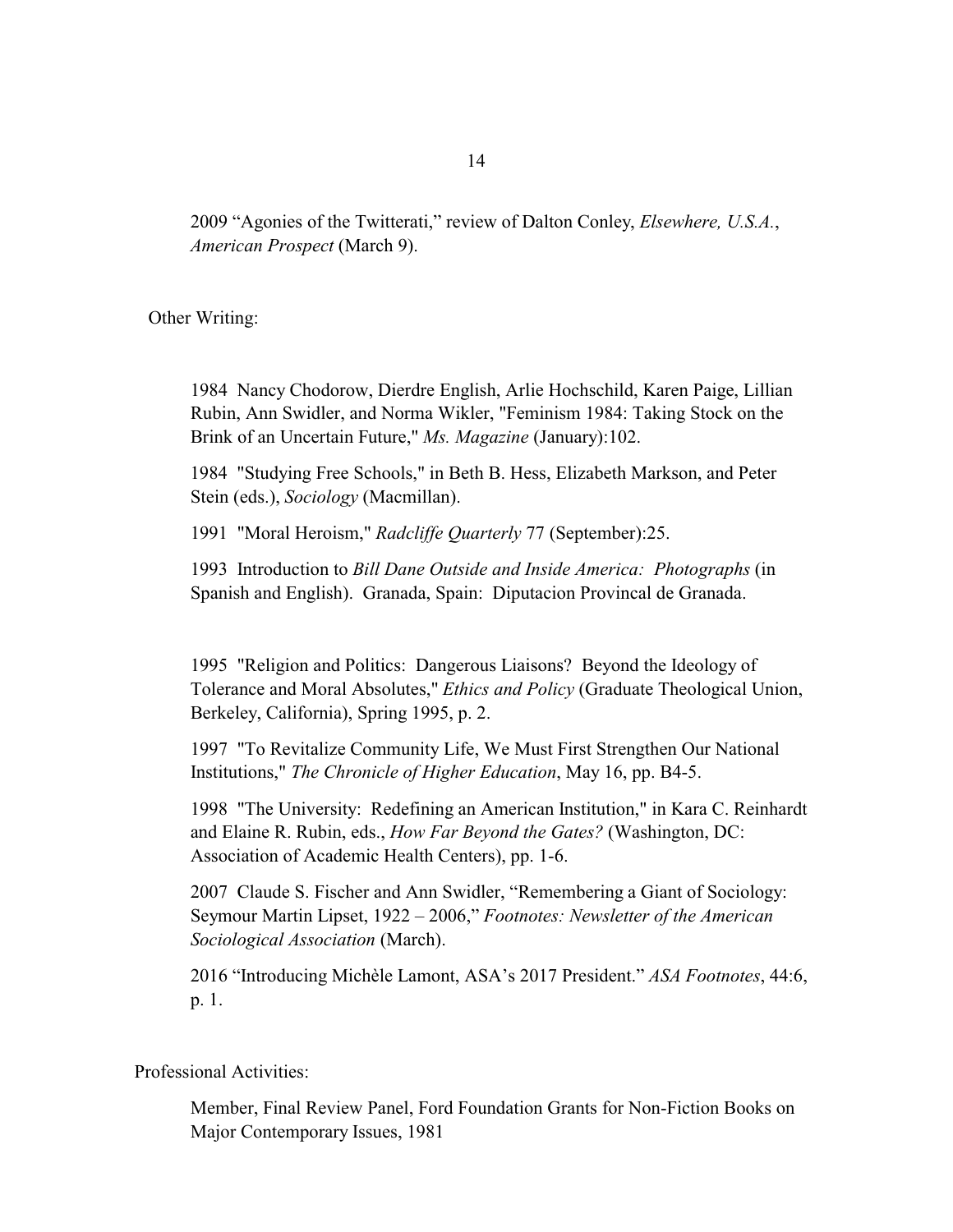2009 "Agonies of the Twitterati," review of Dalton Conley, *Elsewhere, U.S.A.*, *American Prospect* (March 9).

Other Writing:

1984 Nancy Chodorow, Dierdre English, Arlie Hochschild, Karen Paige, Lillian Rubin, Ann Swidler, and Norma Wikler, "Feminism 1984: Taking Stock on the Brink of an Uncertain Future," *Ms. Magazine* (January):102.

1984 "Studying Free Schools," in Beth B. Hess, Elizabeth Markson, and Peter Stein (eds.), *Sociology* (Macmillan).

1991 "Moral Heroism," *Radcliffe Quarterly* 77 (September):25.

1993 Introduction to *Bill Dane Outside and Inside America: Photographs* (in Spanish and English). Granada, Spain: Diputacion Provincal de Granada.

1995 "Religion and Politics: Dangerous Liaisons? Beyond the Ideology of Tolerance and Moral Absolutes," *Ethics and Policy* (Graduate Theological Union, Berkeley, California), Spring 1995, p. 2.

1997 "To Revitalize Community Life, We Must First Strengthen Our National Institutions," *The Chronicle of Higher Education*, May 16, pp. B4-5.

1998 "The University: Redefining an American Institution," in Kara C. Reinhardt and Elaine R. Rubin, eds., *How Far Beyond the Gates?* (Washington, DC: Association of Academic Health Centers), pp. 1-6.

2007 Claude S. Fischer and Ann Swidler, "Remembering a Giant of Sociology: Seymour Martin Lipset, 1922 – 2006," *Footnotes: Newsletter of the American Sociological Association* (March).

2016 "Introducing Michèle Lamont, ASA's 2017 President." *ASA Footnotes*, 44:6, p. 1.

Professional Activities:

Member, Final Review Panel, Ford Foundation Grants for Non-Fiction Books on Major Contemporary Issues, 1981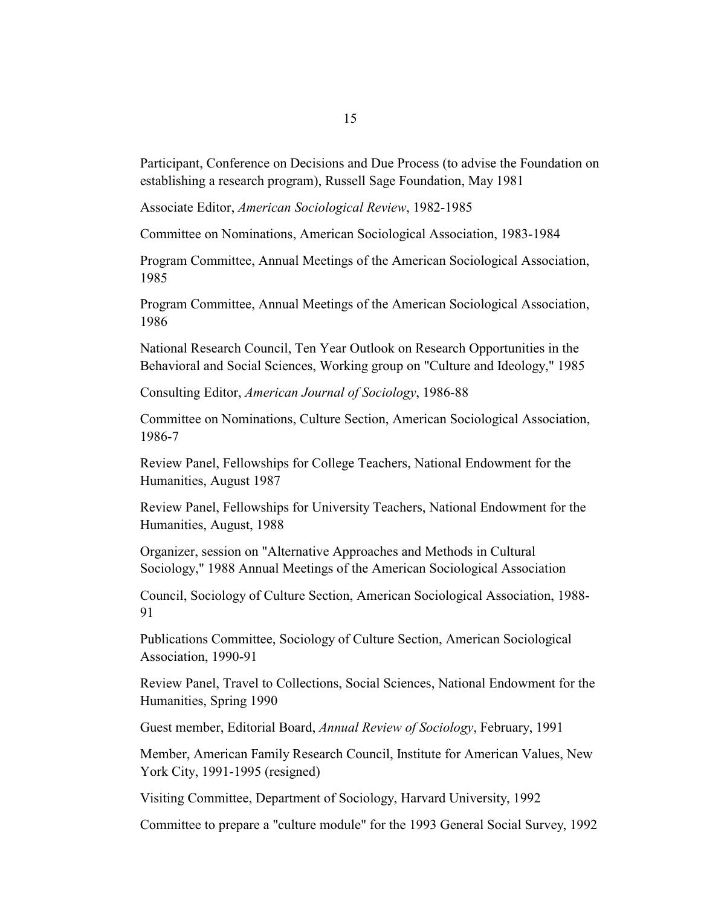Participant, Conference on Decisions and Due Process (to advise the Foundation on establishing a research program), Russell Sage Foundation, May 1981

Associate Editor, *American Sociological Review*, 1982-1985

Committee on Nominations, American Sociological Association, 1983-1984

Program Committee, Annual Meetings of the American Sociological Association, 1985

Program Committee, Annual Meetings of the American Sociological Association, 1986

National Research Council, Ten Year Outlook on Research Opportunities in the Behavioral and Social Sciences, Working group on "Culture and Ideology," 1985

Consulting Editor, *American Journal of Sociology*, 1986-88

Committee on Nominations, Culture Section, American Sociological Association, 1986-7

Review Panel, Fellowships for College Teachers, National Endowment for the Humanities, August 1987

Review Panel, Fellowships for University Teachers, National Endowment for the Humanities, August, 1988

Organizer, session on "Alternative Approaches and Methods in Cultural Sociology," 1988 Annual Meetings of the American Sociological Association

Council, Sociology of Culture Section, American Sociological Association, 1988-91

Publications Committee, Sociology of Culture Section, American Sociological Association, 1990-91

Review Panel, Travel to Collections, Social Sciences, National Endowment for the Humanities, Spring 1990

Guest member, Editorial Board, *Annual Review of Sociology*, February, 1991

Member, American Family Research Council, Institute for American Values, New York City, 1991-1995 (resigned)

Visiting Committee, Department of Sociology, Harvard University, 1992

Committee to prepare a "culture module" for the 1993 General Social Survey, 1992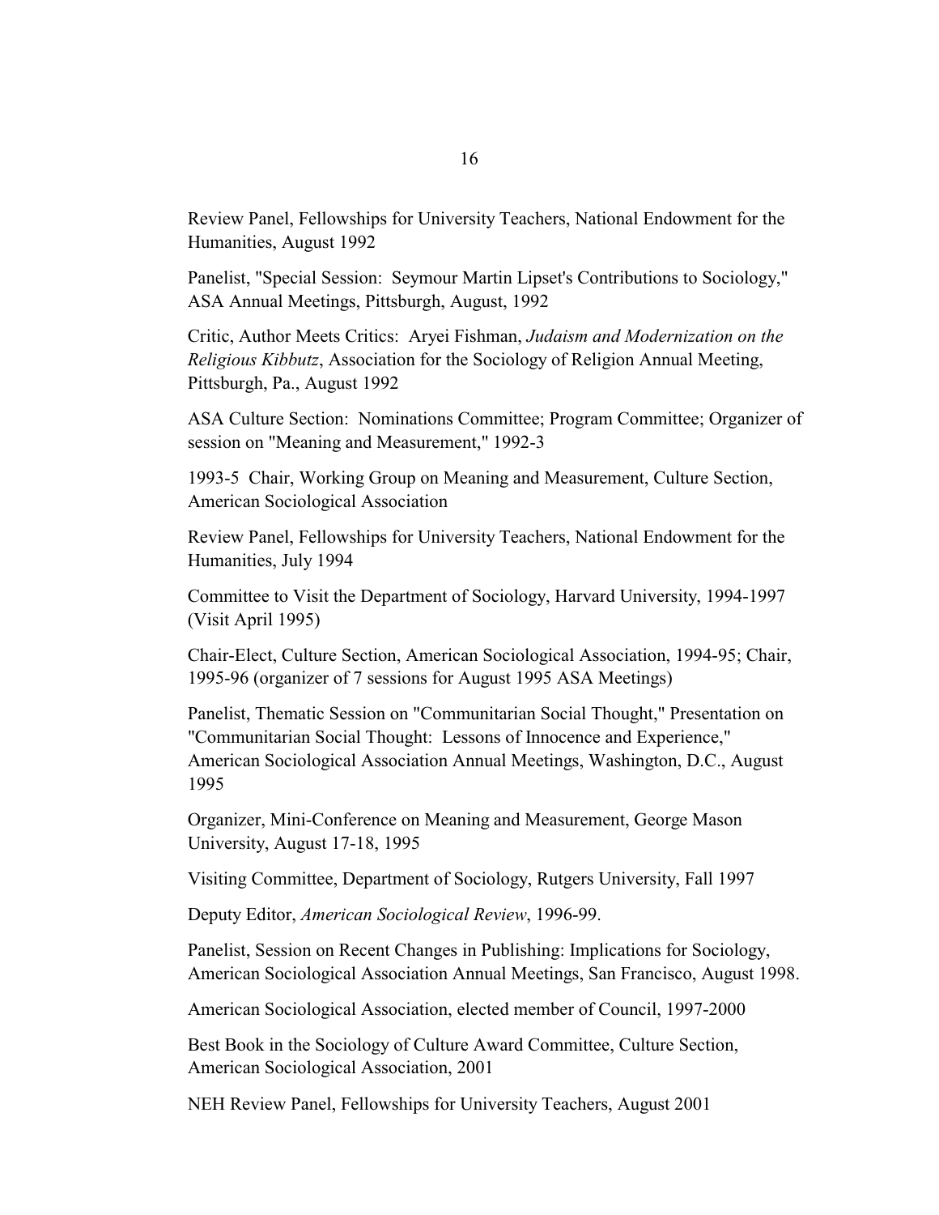Review Panel, Fellowships for University Teachers, National Endowment for the Humanities, August 1992

Panelist, "Special Session: Seymour Martin Lipset's Contributions to Sociology," ASA Annual Meetings, Pittsburgh, August, 1992

Critic, Author Meets Critics: Aryei Fishman, *Judaism and Modernization on the Religious Kibbutz*, Association for the Sociology of Religion Annual Meeting, Pittsburgh, Pa., August 1992

ASA Culture Section: Nominations Committee; Program Committee; Organizer of session on "Meaning and Measurement," 1992-3

1993-5 Chair, Working Group on Meaning and Measurement, Culture Section, American Sociological Association

Review Panel, Fellowships for University Teachers, National Endowment for the Humanities, July 1994

Committee to Visit the Department of Sociology, Harvard University, 1994-1997 (Visit April 1995)

Chair-Elect, Culture Section, American Sociological Association, 1994-95; Chair, 1995-96 (organizer of 7 sessions for August 1995 ASA Meetings)

Panelist, Thematic Session on "Communitarian Social Thought," Presentation on "Communitarian Social Thought: Lessons of Innocence and Experience," American Sociological Association Annual Meetings, Washington, D.C., August 1995

Organizer, Mini-Conference on Meaning and Measurement, George Mason University, August 17-18, 1995

Visiting Committee, Department of Sociology, Rutgers University, Fall 1997

Deputy Editor, *American Sociological Review*, 1996-99.

Panelist, Session on Recent Changes in Publishing: Implications for Sociology, American Sociological Association Annual Meetings, San Francisco, August 1998.

American Sociological Association, elected member of Council, 1997-2000

Best Book in the Sociology of Culture Award Committee, Culture Section, American Sociological Association, 2001

NEH Review Panel, Fellowships for University Teachers, August 2001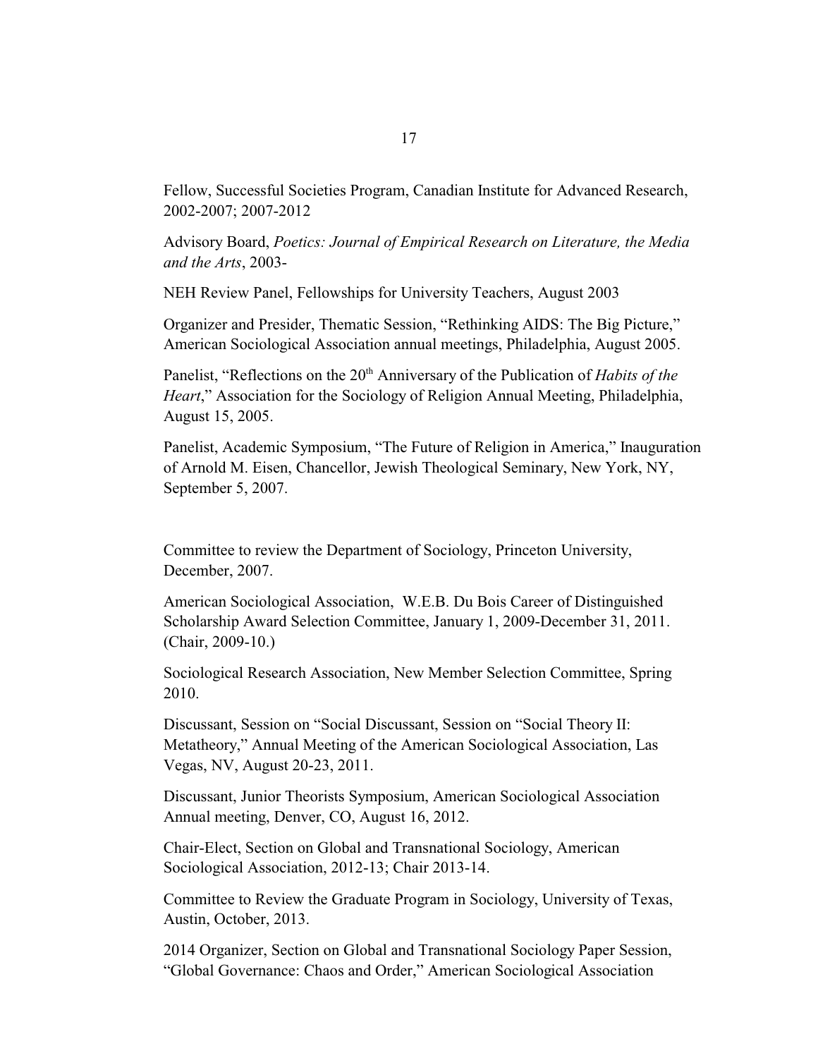Fellow, Successful Societies Program, Canadian Institute for Advanced Research, 2002-2007; 2007-2012

Advisory Board, *Poetics: Journal of Empirical Research on Literature, the Media and the Arts*, 2003-

NEH Review Panel, Fellowships for University Teachers, August 2003

Organizer and Presider, Thematic Session, "Rethinking AIDS: The Big Picture," American Sociological Association annual meetings, Philadelphia, August 2005.

Panelist, "Reflections on the 20th Anniversary of the Publication of *Habits of the Heart*," Association for the Sociology of Religion Annual Meeting, Philadelphia, August 15, 2005.

Panelist, Academic Symposium, "The Future of Religion in America," Inauguration of Arnold M. Eisen, Chancellor, Jewish Theological Seminary, New York, NY, September 5, 2007.

Committee to review the Department of Sociology, Princeton University, December, 2007.

American Sociological Association, W.E.B. Du Bois Career of Distinguished Scholarship Award Selection Committee, January 1, 2009-December 31, 2011. (Chair, 2009-10.)

Sociological Research Association, New Member Selection Committee, Spring 2010.

Discussant, Session on "Social Discussant, Session on "Social Theory II: Metatheory," Annual Meeting of the American Sociological Association, Las Vegas, NV, August 20-23, 2011.

Discussant, Junior Theorists Symposium, American Sociological Association Annual meeting, Denver, CO, August 16, 2012.

Chair-Elect, Section on Global and Transnational Sociology, American Sociological Association, 2012-13; Chair 2013-14.

Committee to Review the Graduate Program in Sociology, University of Texas, Austin, October, 2013.

2014 Organizer, Section on Global and Transnational Sociology Paper Session, "Global Governance: Chaos and Order," American Sociological Association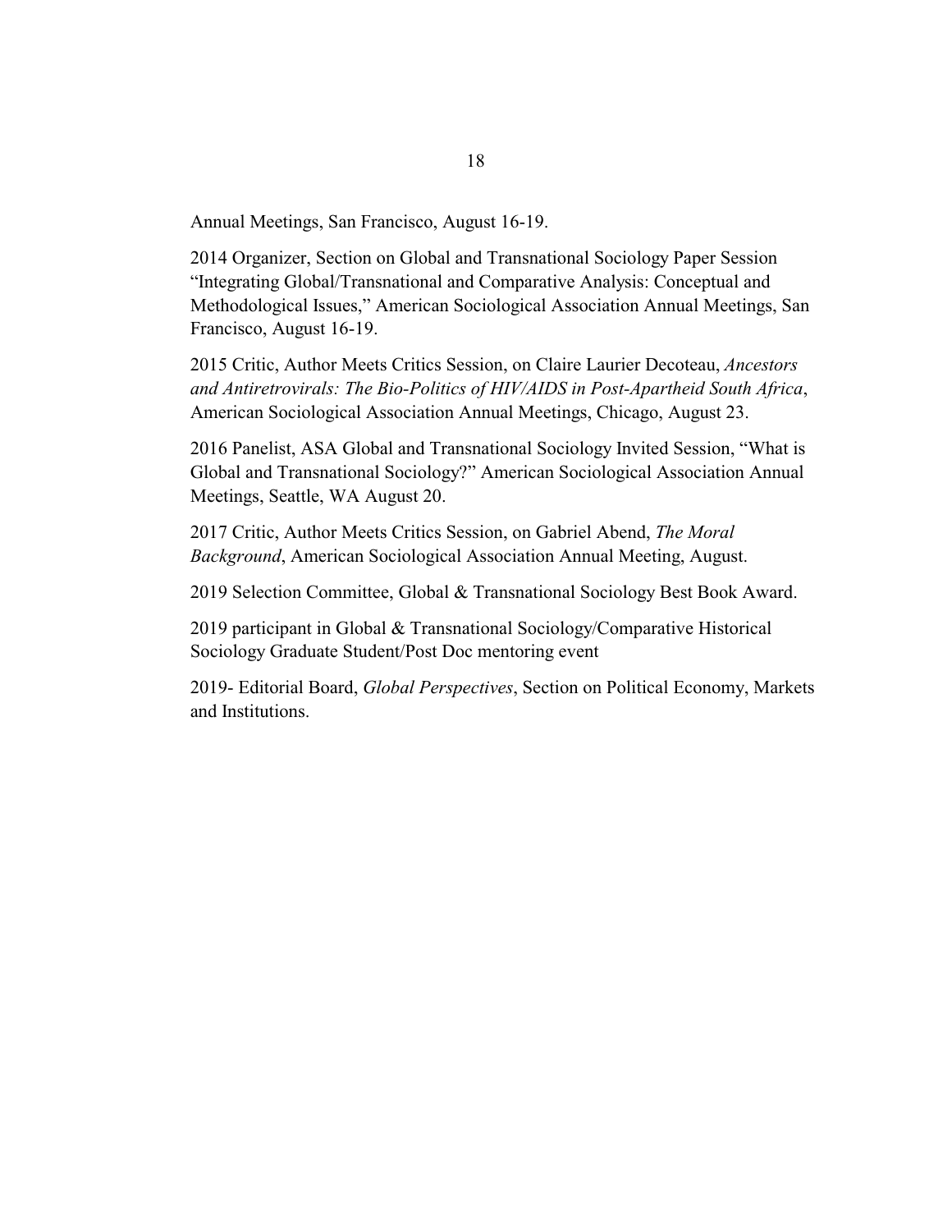Annual Meetings, San Francisco, August 16-19.

2014 Organizer, Section on Global and Transnational Sociology Paper Session "Integrating Global/Transnational and Comparative Analysis: Conceptual and Methodological Issues," American Sociological Association Annual Meetings, San Francisco, August 16-19.

2015 Critic, Author Meets Critics Session, on Claire Laurier Decoteau, *Ancestors and Antiretrovirals: The Bio-Politics of HIV/AIDS in Post-Apartheid South Africa*, American Sociological Association Annual Meetings, Chicago, August 23.

2016 Panelist, ASA Global and Transnational Sociology Invited Session, "What is Global and Transnational Sociology?" American Sociological Association Annual Meetings, Seattle, WA August 20.

2017 Critic, Author Meets Critics Session, on Gabriel Abend, *The Moral Background*, American Sociological Association Annual Meeting, August.

2019 Selection Committee, Global & Transnational Sociology Best Book Award.

2019 participant in Global & Transnational Sociology/Comparative Historical Sociology Graduate Student/Post Doc mentoring event

2019- Editorial Board, *Global Perspectives*, Section on Political Economy, Markets and Institutions.